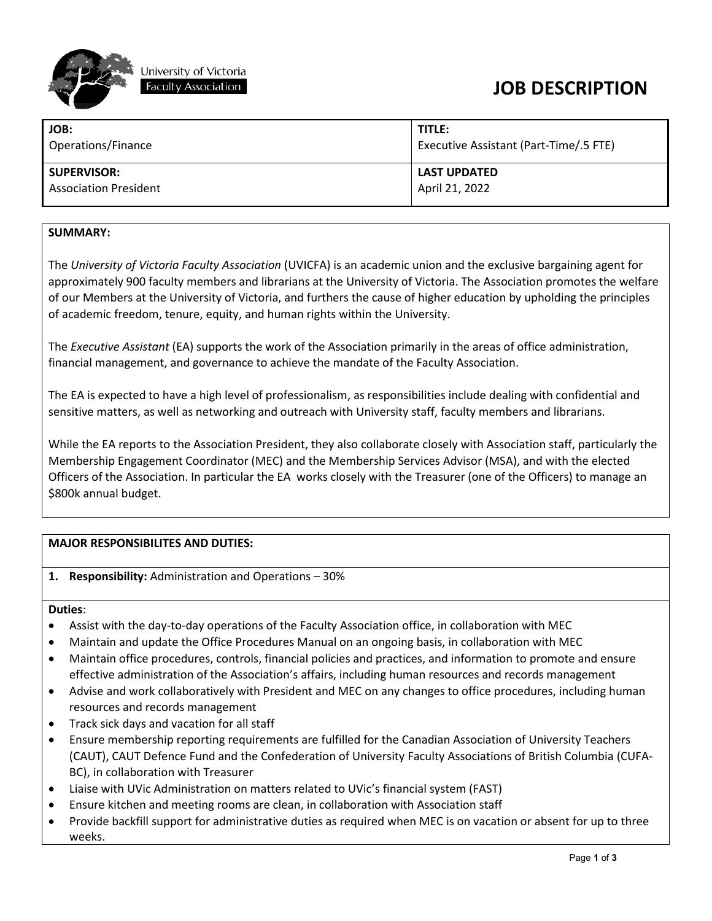University of Victoria
Faculty Association

# JOB DESCRIPTION

| JOB: Operations/Finance | TITLE: Executive Assistant (Part-Time/.5 FTE) |
|---|---|
| **SUPERVISOR:** Association President | **LAST UPDATED** April 21, 2022 |

## SUMMARY:

The *University of Victoria Faculty Association* (UVICFA) is an academic union and the exclusive bargaining agent for approximately 900 faculty members and librarians at the University of Victoria. The Association promotes the welfare of our Members at the University of Victoria, and furthers the cause of higher education by upholding the principles of academic freedom, tenure, equity, and human rights within the University.

The *Executive Assistant* (EA) supports the work of the Association primarily in the areas of office administration, financial management, and governance to achieve the mandate of the Faculty Association.

The EA is expected to have a high level of professionalism, as responsibilities include dealing with confidential and sensitive matters, as well as networking and outreach with University staff, faculty members and librarians.

While the EA reports to the Association President, they also collaborate closely with Association staff, particularly the Membership Engagement Coordinator (MEC) and the Membership Services Advisor (MSA), and with the elected Officers of the Association. In particular the EA works closely with the Treasurer (one of the Officers) to manage an $800k annual budget.

## MAJOR RESPONSIBILITES AND DUTIES:

**1. Responsibility:** Administration and Operations – 30%

**Duties**:

- Assist with the day-to-day operations of the Faculty Association office, in collaboration with MEC
- Maintain and update the Office Procedures Manual on an ongoing basis, in collaboration with MEC
- Maintain office procedures, controls, financial policies and practices, and information to promote and ensure effective administration of the Association's affairs, including human resources and records management
- Advise and work collaboratively with President and MEC on any changes to office procedures, including human resources and records management
- Track sick days and vacation for all staff
- Ensure membership reporting requirements are fulfilled for the Canadian Association of University Teachers (CAUT), CAUT Defence Fund and the Confederation of University Faculty Associations of British Columbia (CUFA-BC), in collaboration with Treasurer
- Liaise with UVic Administration on matters related to UVic's financial system (FAST)
- Ensure kitchen and meeting rooms are clean, in collaboration with Association staff
- Provide backfill support for administrative duties as required when MEC is on vacation or absent for up to three weeks.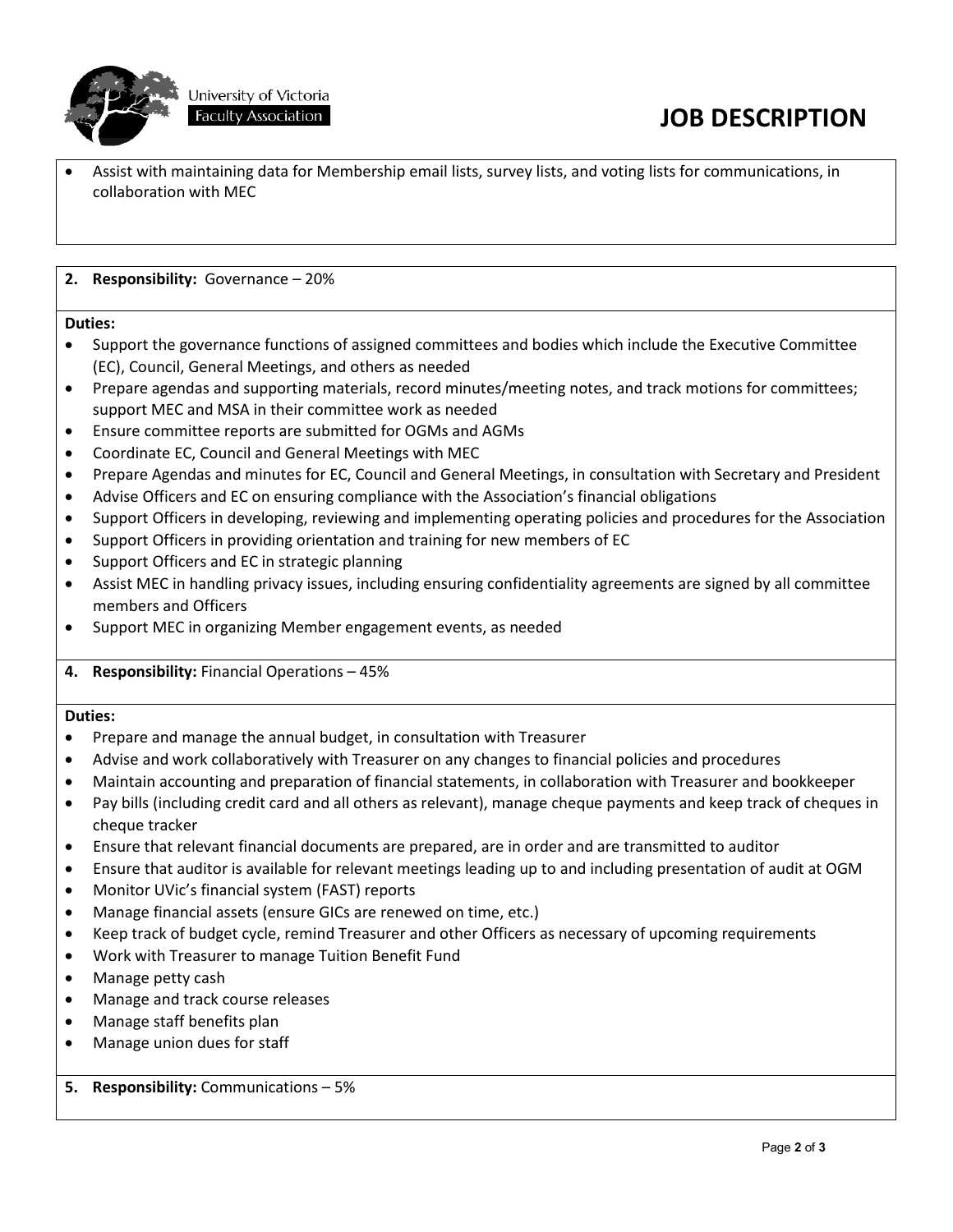- Assist with maintaining data for Membership email lists, survey lists, and voting lists for communications, in collaboration with MEC

**2. Responsibility:** Governance – 20%

**Duties:**

- Support the governance functions of assigned committees and bodies which include the Executive Committee (EC), Council, General Meetings, and others as needed
- Prepare agendas and supporting materials, record minutes/meeting notes, and track motions for committees; support MEC and MSA in their committee work as needed
- Ensure committee reports are submitted for OGMs and AGMs
- Coordinate EC, Council and General Meetings with MEC
- Prepare Agendas and minutes for EC, Council and General Meetings, in consultation with Secretary and President
- Advise Officers and EC on ensuring compliance with the Association's financial obligations
- Support Officers in developing, reviewing and implementing operating policies and procedures for the Association
- Support Officers in providing orientation and training for new members of EC
- Support Officers and EC in strategic planning
- Assist MEC in handling privacy issues, including ensuring confidentiality agreements are signed by all committee members and Officers
- Support MEC in organizing Member engagement events, as needed

**4. Responsibility:** Financial Operations – 45%

**Duties:**

- Prepare and manage the annual budget, in consultation with Treasurer
- Advise and work collaboratively with Treasurer on any changes to financial policies and procedures
- Maintain accounting and preparation of financial statements, in collaboration with Treasurer and bookkeeper
- Pay bills (including credit card and all others as relevant), manage cheque payments and keep track of cheques in cheque tracker
- Ensure that relevant financial documents are prepared, are in order and are transmitted to auditor
- Ensure that auditor is available for relevant meetings leading up to and including presentation of audit at OGM
- Monitor UVic's financial system (FAST) reports
- Manage financial assets (ensure GICs are renewed on time, etc.)
- Keep track of budget cycle, remind Treasurer and other Officers as necessary of upcoming requirements
- Work with Treasurer to manage Tuition Benefit Fund
- Manage petty cash
- Manage and track course releases
- Manage staff benefits plan
- Manage union dues for staff

**5. Responsibility:** Communications – 5%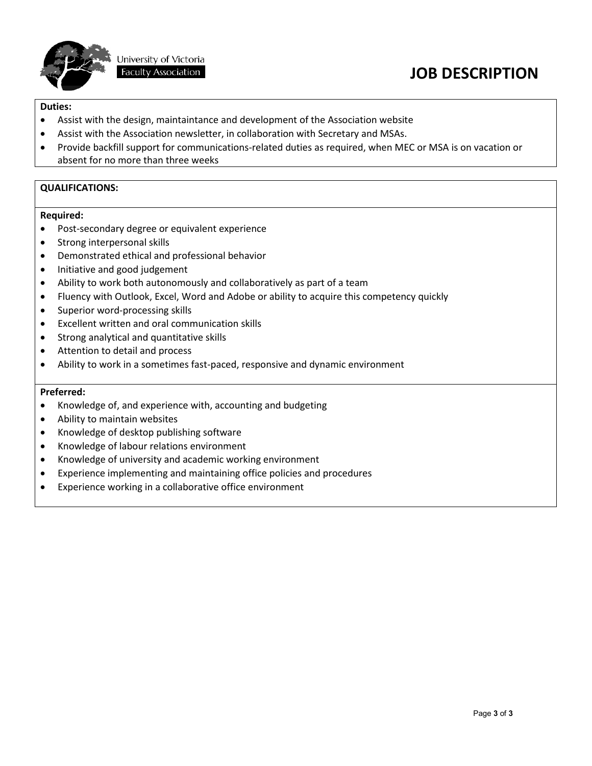University of Victoria
Faculty Association

# JOB DESCRIPTION

**Duties:**

- Assist with the design, maintaintance and development of the Association website
- Assist with the Association newsletter, in collaboration with Secretary and MSAs.
- Provide backfill support for communications-related duties as required, when MEC or MSA is on vacation or absent for no more than three weeks

**QUALIFICATIONS:**

**Required:**

- Post-secondary degree or equivalent experience
- Strong interpersonal skills
- Demonstrated ethical and professional behavior
- Initiative and good judgement
- Ability to work both autonomously and collaboratively as part of a team
- Fluency with Outlook, Excel, Word and Adobe or ability to acquire this competency quickly
- Superior word-processing skills
- Excellent written and oral communication skills
- Strong analytical and quantitative skills
- Attention to detail and process
- Ability to work in a sometimes fast-paced, responsive and dynamic environment

**Preferred:**

- Knowledge of, and experience with, accounting and budgeting
- Ability to maintain websites
- Knowledge of desktop publishing software
- Knowledge of labour relations environment
- Knowledge of university and academic working environment
- Experience implementing and maintaining office policies and procedures
- Experience working in a collaborative office environment